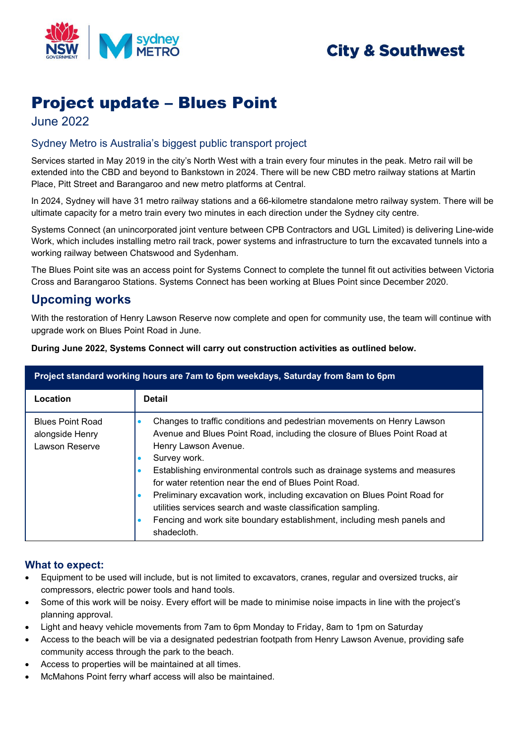City & Southwest

# Project update – Blues Point

June 2022

### Sydney Metro is Australia's biggest public transport project

Services started in May 2019 in the city's North West with a train every four minutes in the peak. Metro rail will be extended into the CBD and beyond to Bankstown in 2024. There will be new CBD metro railway stations at Martin Place, Pitt Street and Barangaroo and new metro platforms at Central.

In 2024, Sydney will have 31 metro railway stations and a 66-kilometre standalone metro railway system. There will be ultimate capacity for a metro train every two minutes in each direction under the Sydney city centre.

Systems Connect (an unincorporated joint venture between CPB Contractors and UGL Limited) is delivering Line-wide Work, which includes installing metro rail track, power systems and infrastructure to turn the excavated tunnels into a working railway between Chatswood and Sydenham.

The Blues Point site was an access point for Systems Connect to complete the tunnel fit out activities between Victoria Cross and Barangaroo Stations. Systems Connect has been working at Blues Point since December 2020.

## Upcoming works

With the restoration of Henry Lawson Reserve now complete and open for community use, the team will continue with upgrade work on Blues Point Road in June.

**During June 2022, Systems Connect will carry out construction activities as outlined below.**

| **Project standard working hours are 7am to 6pm weekdays, Saturday from 8am to 6pm** | |
|---|---|
| **Location** | **Detail** |
| Blues Point Road alongside Henry Lawson Reserve | • Changes to traffic conditions and pedestrian movements on Henry Lawson Avenue and Blues Point Road, including the closure of Blues Point Road at Henry Lawson Avenue.<br>• Survey work.<br>• Establishing environmental controls such as drainage systems and measures for water retention near the end of Blues Point Road.<br>• Preliminary excavation work, including excavation on Blues Point Road for utilities services search and waste classification sampling.<br>• Fencing and work site boundary establishment, including mesh panels and shadecloth. |

### What to expect:

- Equipment to be used will include, but is not limited to excavators, cranes, regular and oversized trucks, air compressors, electric power tools and hand tools.
- Some of this work will be noisy. Every effort will be made to minimise noise impacts in line with the project's planning approval.
- Light and heavy vehicle movements from 7am to 6pm Monday to Friday, 8am to 1pm on Saturday
- Access to the beach will be via a designated pedestrian footpath from Henry Lawson Avenue, providing safe community access through the park to the beach.
- Access to properties will be maintained at all times.
- McMahons Point ferry wharf access will also be maintained.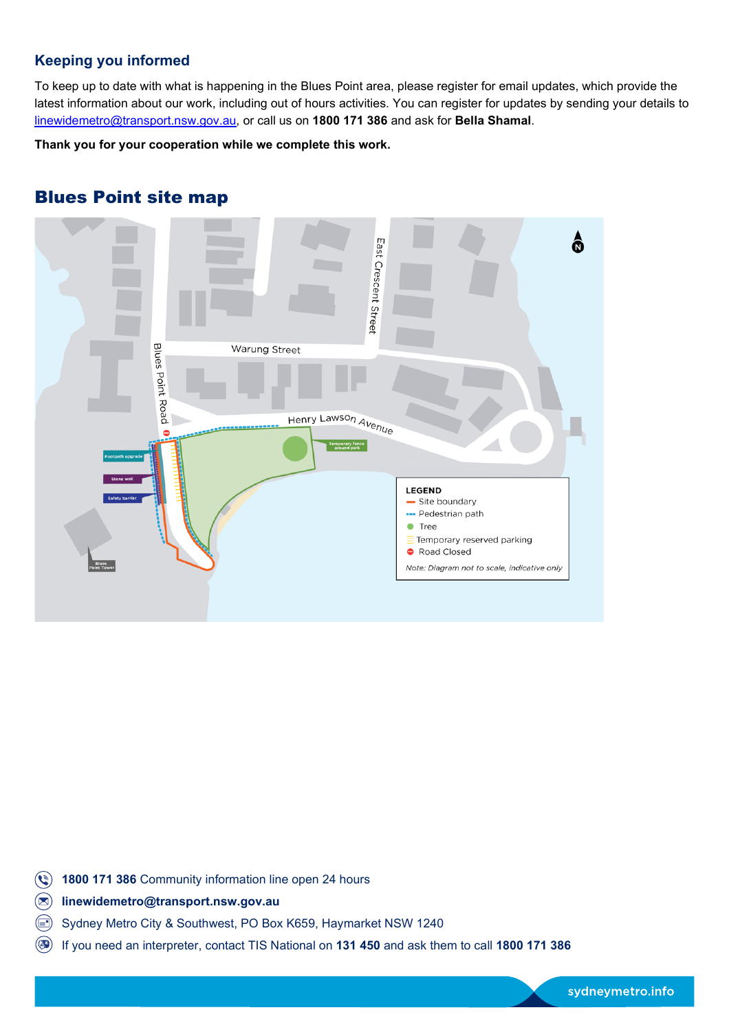### Keeping you informed

To keep up to date with what is happening in the Blues Point area, please register for email updates, which provide the latest information about our work, including out of hours activities. You can register for updates by sending your details to linewidemetro@transport.nsw.gov.au, or call us on **1800 171 386** and ask for **Bella Shamal**.

**Thank you for your cooperation while we complete this work.**

## Blues Point site map

East Crescent Street

Warung Street

Blues Point Road

Henry Lawson Avenue

Temporary fence around park

Footpath upgrade

Stone wall

Safety barrier

Blues Point Tower

LEGEND

Site boundary

Pedestrian path

Tree

Temporary reserved parking

Road Closed

*Note: Diagram not to scale, indicative only*

**1800 171 386** Community information line open 24 hours

**linewidemetro@transport.nsw.gov.au**

Sydney Metro City & Southwest, PO Box K659, Haymarket NSW 1240

If you need an interpreter, contact TIS National on **131 450** and ask them to call **1800 171 386**

sydneymetro.info